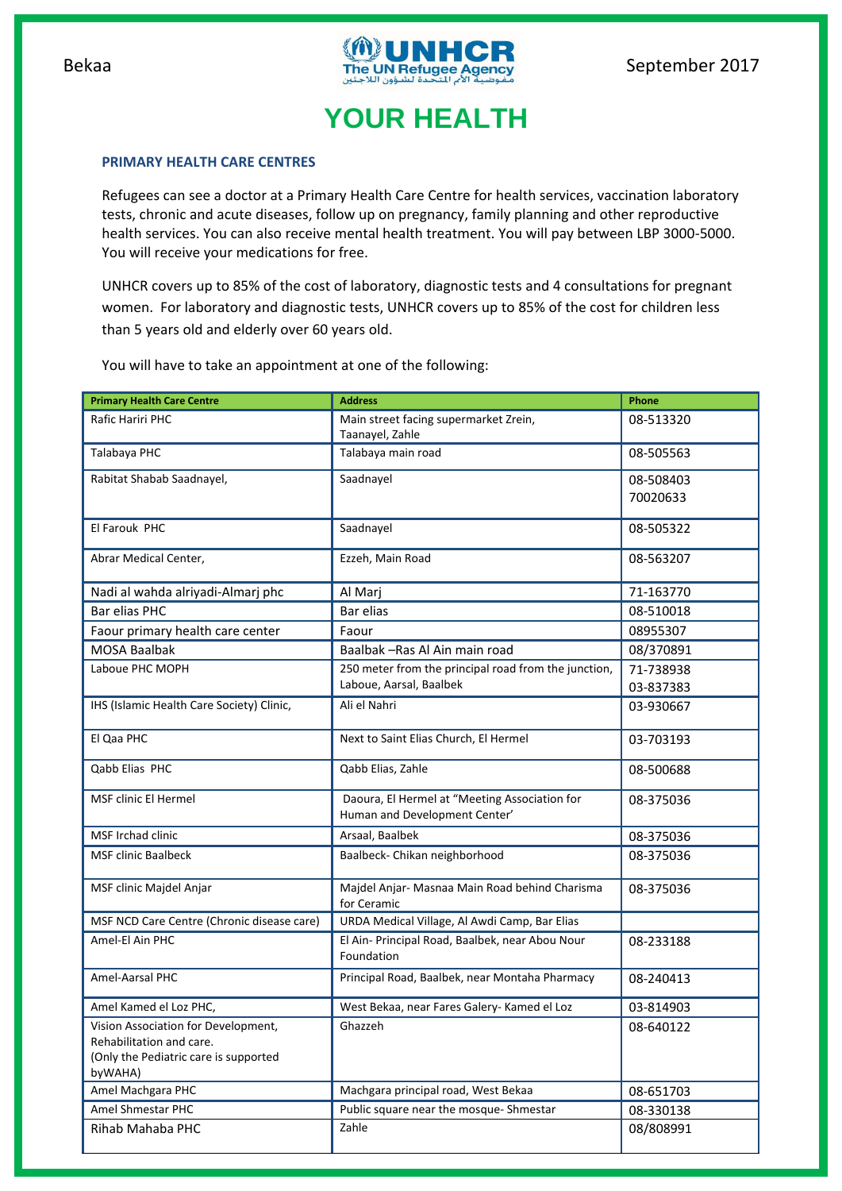Bekaa

September 2017

# YOUR HEALTH

## PRIMARY HEALTH CARE CENTRES

Refugees can see a doctor at a Primary Health Care Centre for health services, vaccination laboratory tests, chronic and acute diseases, follow up on pregnancy, family planning and other reproductive health services. You can also receive mental health treatment. You will pay between LBP 3000-5000. You will receive your medications for free.

UNHCR covers up to 85% of the cost of laboratory, diagnostic tests and 4 consultations for pregnant women. For laboratory and diagnostic tests, UNHCR covers up to 85% of the cost for children less than 5 years old and elderly over 60 years old.

You will have to take an appointment at one of the following:

| Primary Health Care Centre | Address | Phone |
|---|---|---|
| Rafic Hariri PHC | Main street facing supermarket Zrein, Taanayel, Zahle | 08-513320 |
| Talabaya PHC | Talabaya main road | 08-505563 |
| Rabitat Shabab Saadnayel, | Saadnayel | 08-508403<br>70020633 |
| El Farouk PHC | Saadnayel | 08-505322 |
| Abrar Medical Center, | Ezzeh, Main Road | 08-563207 |
| Nadi al wahda alriyadi-Almarj phc | Al Marj | 71-163770 |
| Bar elias PHC | Bar elias | 08-510018 |
| Faour primary health care center | Faour | 08955307 |
| MOSA Baalbak | Baalbak –Ras Al Ain main road | 08/370891 |
| Laboue PHC MOPH | 250 meter from the principal road from the junction, Laboue, Aarsal, Baalbek | 71-738938<br>03-837383 |
| IHS (Islamic Health Care Society) Clinic, | Ali el Nahri | 03-930667 |
| El Qaa PHC | Next to Saint Elias Church, El Hermel | 03-703193 |
| Qabb Elias PHC | Qabb Elias, Zahle | 08-500688 |
| MSF clinic El Hermel | Daoura, El Hermel at "Meeting Association for Human and Development Center' | 08-375036 |
| MSF Irchad clinic | Arsaal, Baalbek | 08-375036 |
| MSF clinic Baalbeck | Baalbeck- Chikan neighborhood | 08-375036 |
| MSF clinic Majdel Anjar | Majdel Anjar- Masnaa Main Road behind Charisma for Ceramic | 08-375036 |
| MSF NCD Care Centre (Chronic disease care) | URDA Medical Village, Al Awdi Camp, Bar Elias | |
| Amel-El Ain PHC | El Ain- Principal Road, Baalbek, near Abou Nour Foundation | 08-233188 |
| Amel-Aarsal PHC | Principal Road, Baalbek, near Montaha Pharmacy | 08-240413 |
| Amel Kamed el Loz PHC, | West Bekaa, near Fares Galery- Kamed el Loz | 03-814903 |
| Vision Association for Development, Rehabilitation and care.<br>(Only the Pediatric care is supported byWAHA) | Ghazzeh | 08-640122 |
| Amel Machgara PHC | Machgara principal road, West Bekaa | 08-651703 |
| Amel Shmestar PHC | Public square near the mosque- Shmestar | 08-330138 |
| Rihab Mahaba PHC | Zahle | 08/808991 |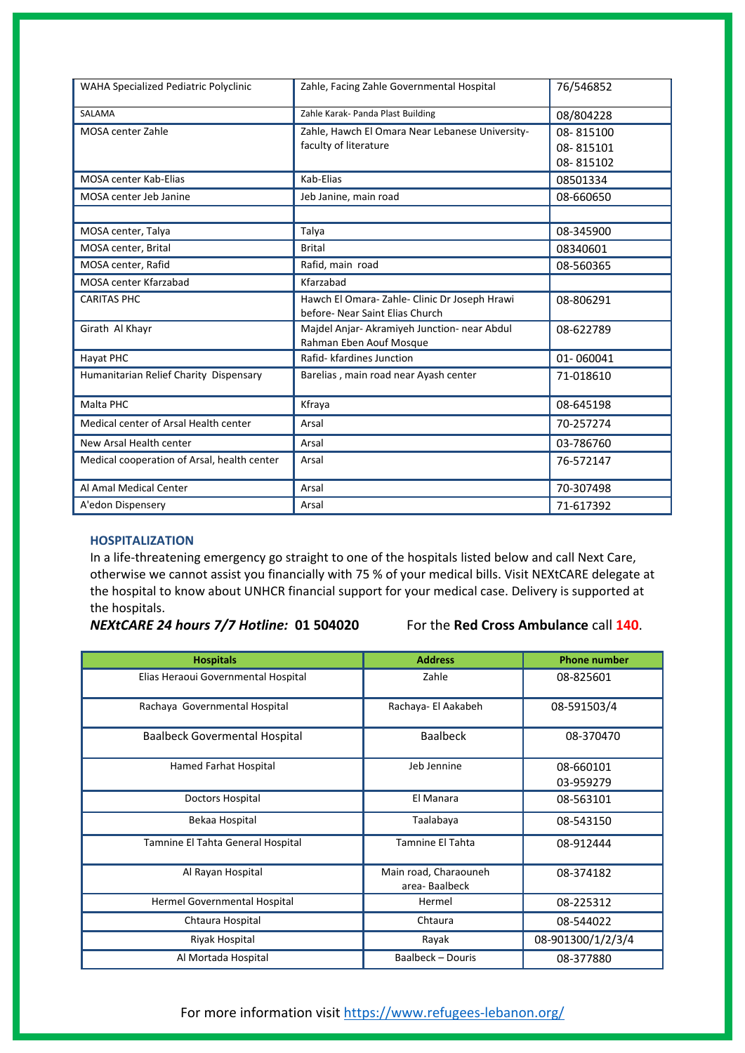| | | |
|---|---|---|
| WAHA Specialized Pediatric Polyclinic | Zahle, Facing Zahle Governmental Hospital | 76/546852 |
| SALAMA | Zahle Karak- Panda Plast Building | 08/804228 |
| MOSA center Zahle | Zahle, Hawch El Omara Near Lebanese University- faculty of literature | 08- 815100<br>08- 815101<br>08- 815102 |
| MOSA center Kab-Elias | Kab-Elias | 08501334 |
| MOSA center Jeb Janine | Jeb Janine, main road | 08-660650 |
| | | |
| MOSA center, Talya | Talya | 08-345900 |
| MOSA center, Brital | Brital | 08340601 |
| MOSA center, Rafid | Rafid, main road | 08-560365 |
| MOSA center Kfarzabad | Kfarzabad | |
| CARITAS PHC | Hawch El Omara- Zahle- Clinic Dr Joseph Hrawi before- Near Saint Elias Church | 08-806291 |
| Girath Al Khayr | Majdel Anjar- Akramiyeh Junction- near Abdul Rahman Eben Aouf Mosque | 08-622789 |
| Hayat PHC | Rafid- kfardines Junction | 01- 060041 |
| Humanitarian Relief Charity Dispensary | Barelias , main road near Ayash center | 71-018610 |
| Malta PHC | Kfraya | 08-645198 |
| Medical center of Arsal Health center | Arsal | 70-257274 |
| New Arsal Health center | Arsal | 03-786760 |
| Medical cooperation of Arsal, health center | Arsal | 76-572147 |
| Al Amal Medical Center | Arsal | 70-307498 |
| A'edon Dispensery | Arsal | 71-617392 |

## HOSPITALIZATION

In a life-threatening emergency go straight to one of the hospitals listed below and call Next Care, otherwise we cannot assist you financially with 75 % of your medical bills. Visit NEXtCARE delegate at the hospital to know about UNHCR financial support for your medical case. Delivery is supported at the hospitals.

***NEXtCARE 24 hours 7/7 Hotline:* 01 504020** For the **Red Cross Ambulance** call **140**.

| Hospitals | Address | Phone number |
|---|---|---|
| Elias Heraoui Governmental Hospital | Zahle | 08-825601 |
| Rachaya Governmental Hospital | Rachaya- El Aakabeh | 08-591503/4 |
| Baalbeck Govermental Hospital | Baalbeck | 08-370470 |
| Hamed Farhat Hospital | Jeb Jennine | 08-660101<br>03-959279 |
| Doctors Hospital | El Manara | 08-563101 |
| Bekaa Hospital | Taalabaya | 08-543150 |
| Tamnine El Tahta General Hospital | Tamnine El Tahta | 08-912444 |
| Al Rayan Hospital | Main road, Charaouneh area- Baalbeck | 08-374182 |
| Hermel Governmental Hospital | Hermel | 08-225312 |
| Chtaura Hospital | Chtaura | 08-544022 |
| Riyak Hospital | Rayak | 08-901300/1/2/3/4 |
| Al Mortada Hospital | Baalbeck – Douris | 08-377880 |

For more information visit https://www.refugees-lebanon.org/